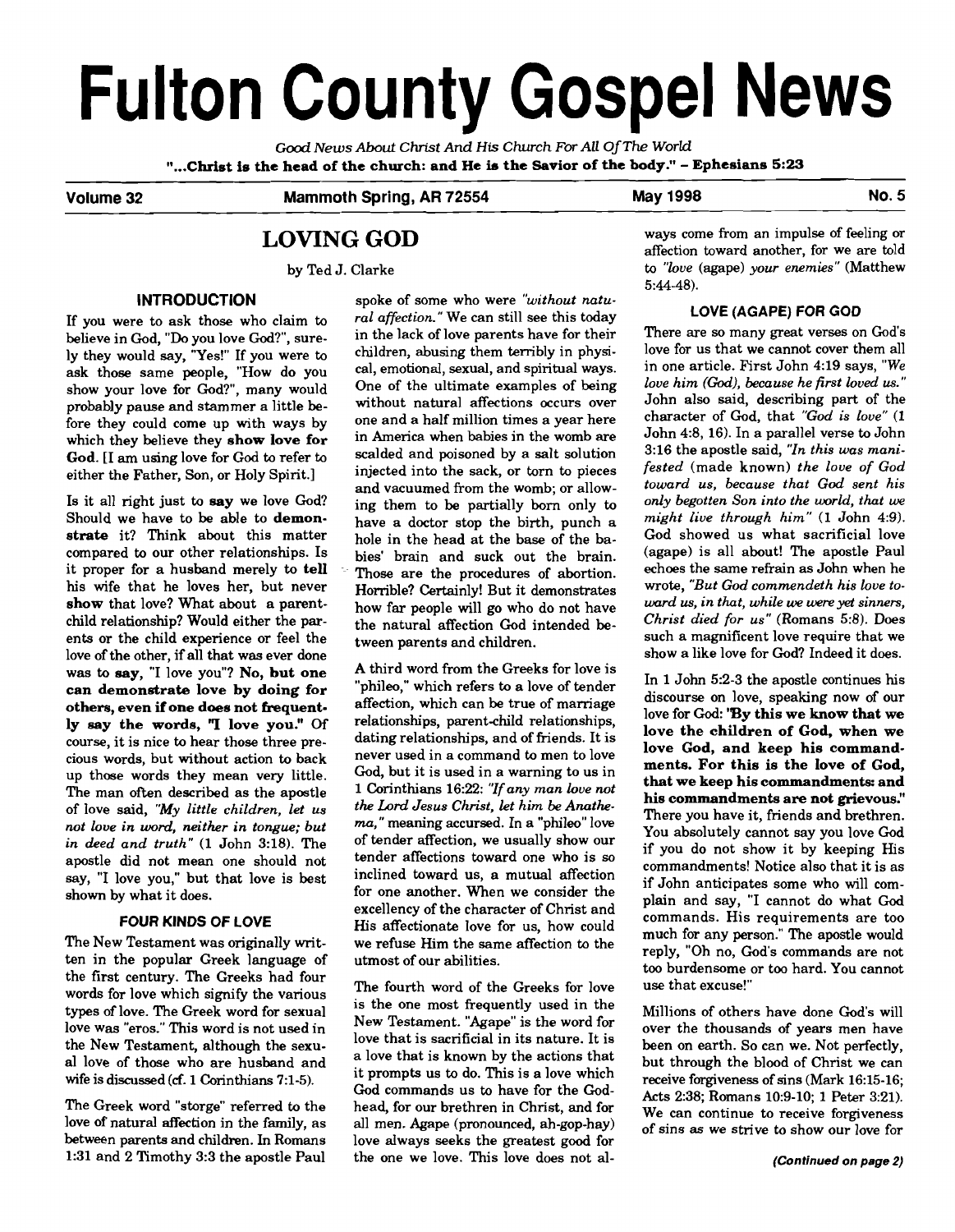# Fulton County Gospel News

*Good News About Christ And His Church For All Of The World*

**"...Christ is the head of the church: and He is the Savior of the body." – Ephesians 5:23**

**Volume 32** | **Mammoth Spring, AR 72554** | **May 1998** | **No. 5**

## LOVING GOD

by Ted J. Clarke

### INTRODUCTION

If you were to ask those who claim to believe in God, "Do you love God?", surely they would say, "Yes!" If you were to ask those same people, "How do you show your love for God?", many would probably pause and stammer a little before they could come up with ways by which they believe they **show love for God**. [I am using love for God to refer to either the Father, Son, or Holy Spirit.]

Is it all right just to **say** we love God? Should we have to be able to **demonstrate** it? Think about this matter compared to our other relationships. Is it proper for a husband merely to **tell** his wife that he loves her, but never **show** that love? What about a parent-child relationship? Would either the parents or the child experience or feel the love of the other, if all that was ever done was to **say**, "I love you"? **No, but one can demonstrate love by doing for others, even if one does not frequently say the words, "I love you."** Of course, it is nice to hear those three precious words, but without action to back up those words they mean very little. The man often described as the apostle of love said, *"My little children, let us not love in word, neither in tongue; but in deed and truth"* (1 John 3:18). The apostle did not mean one should not say, "I love you," but that love is best shown by what it does.

### FOUR KINDS OF LOVE

The New Testament was originally written in the popular Greek language of the first century. The Greeks had four words for love which signify the various types of love. The Greek word for sexual love was "eros." This word is not used in the New Testament, although the sexual love of those who are husband and wife is discussed (cf. 1 Corinthians 7:1-5).

The Greek word "storge" referred to the love of natural affection in the family, as between parents and children. In Romans 1:31 and 2 Timothy 3:3 the apostle Paul spoke of some who were *"without natural affection."* We can still see this today in the lack of love parents have for their children, abusing them terribly in physical, emotional, sexual, and spiritual ways. One of the ultimate examples of being without natural affections occurs over one and a half million times a year here in America when babies in the womb are scalded and poisoned by a salt solution injected into the sack, or torn to pieces and vacuumed from the womb; or allowing them to be partially born only to have a doctor stop the birth, punch a hole in the head at the base of the babies' brain and suck out the brain. Those are the procedures of abortion. Horrible? Certainly! But it demonstrates how far people will go who do not have the natural affection God intended between parents and children.

A third word from the Greeks for love is "phileo," which refers to a love of tender affection, which can be true of marriage relationships, parent-child relationships, dating relationships, and of friends. It is never used in a command to men to love God, but it is used in a warning to us in 1 Corinthians 16:22: *"If any man love not the Lord Jesus Christ, let him be Anathema,"* meaning accursed. In a "phileo" love of tender affection, we usually show our tender affections toward one who is so inclined toward us, a mutual affection for one another. When we consider the excellency of the character of Christ and His affectionate love for us, how could we refuse Him the same affection to the utmost of our abilities.

The fourth word of the Greeks for love is the one most frequently used in the New Testament. "Agape" is the word for love that is sacrificial in its nature. It is a love that is known by the actions that it prompts us to do. This is a love which God commands us to have for the Godhead, for our brethren in Christ, and for all men. Agape (pronounced, ah-gop-hay) love always seeks the greatest good for the one we love. This love does not always come from an impulse of feeling or affection toward another, for we are told to *"love* (agape) *your enemies"* (Matthew 5:44-48).

### LOVE (AGAPE) FOR GOD

There are so many great verses on God's love for us that we cannot cover them all in one article. First John 4:19 says, *"We love him (God), because he first loved us."* John also said, describing part of the character of God, that *"God is love"* (1 John 4:8, 16). In a parallel verse to John 3:16 the apostle said, *"In this was manifested* (made known) *the love of God toward us, because that God sent his only begotten Son into the world, that we might live through him"* (1 John 4:9). God showed us what sacrificial love (agape) is all about! The apostle Paul echoes the same refrain as John when he wrote, *"But God commendeth his love toward us, in that, while we were yet sinners, Christ died for us"* (Romans 5:8). Does such a magnificent love require that we show a like love for God? Indeed it does.

In 1 John 5:2-3 the apostle continues his discourse on love, speaking now of our love for God: **"By this we know that we love the children of God, when we love God, and keep his commandments. For this is the love of God, that we keep his commandments: and his commandments are not grievous."** There you have it, friends and brethren. You absolutely cannot say you love God if you do not show it by keeping His commandments! Notice also that it is as if John anticipates some who will complain and say, "I cannot do what God commands. His requirements are too much for any person." The apostle would reply, "Oh no, God's commands are not too burdensome or too hard. You cannot use that excuse!"

Millions of others have done God's will over the thousands of years men have been on earth. So can we. Not perfectly, but through the blood of Christ we can receive forgiveness of sins (Mark 16:15-16; Acts 2:38; Romans 10:9-10; 1 Peter 3:21). We can continue to receive forgiveness of sins as we strive to show our love for

***(Continued on page 2)***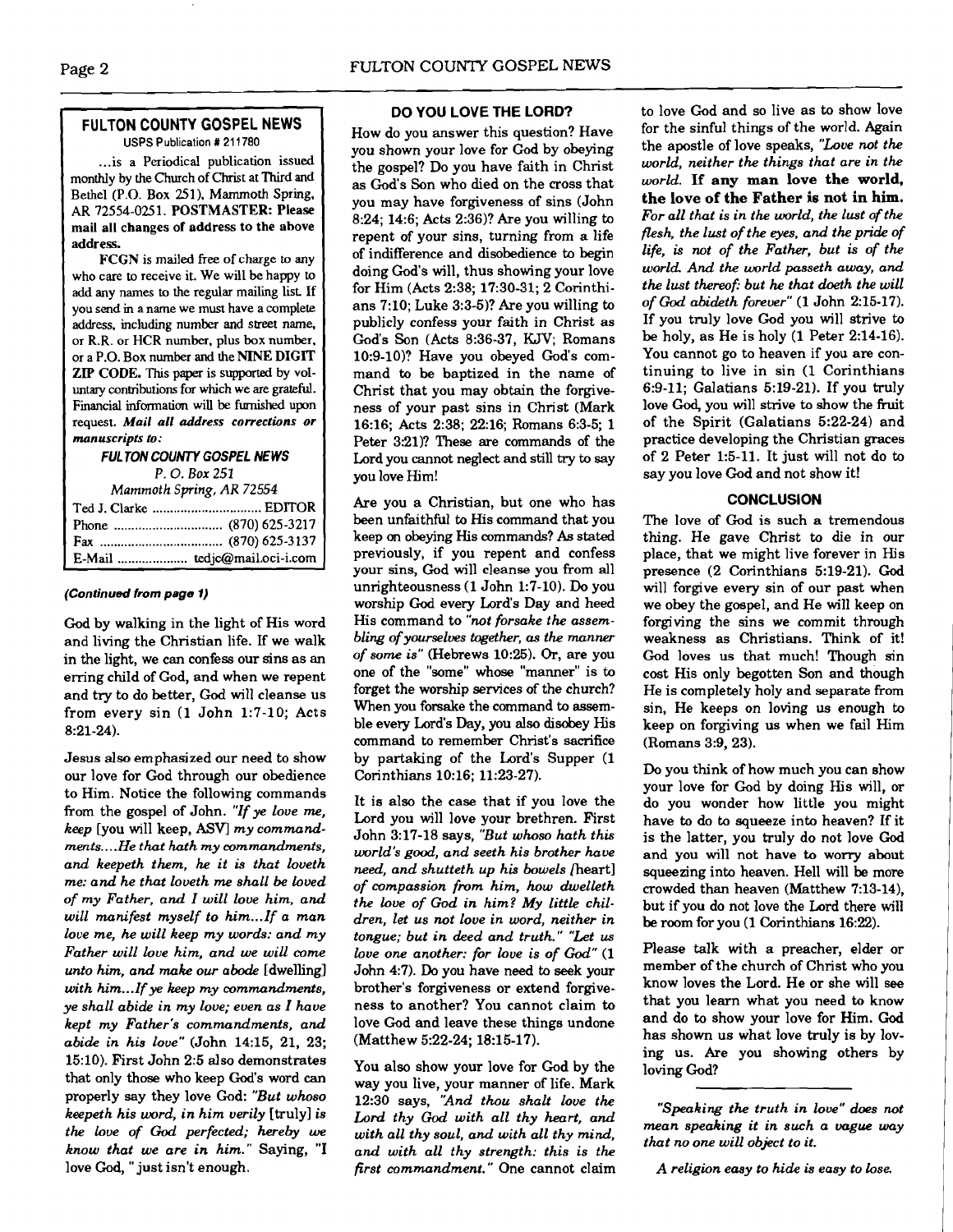## FULTON COUNTY GOSPEL NEWS

USPS Publication # 211780

...is a Periodical publication issued monthly by the Church of Christ at Third and Bethel (P.O. Box 251), Mammoth Spring, AR 72554-0251. **POSTMASTER: Please mail all changes of address to the above address.**

**FCGN** is mailed free of charge to any who care to receive it. We will be happy to add any names to the regular mailing list. If you send in a name we must have a complete address, including number and street name, or R.R. or HCR number, plus box number, or a P.O. Box number and the **NINE DIGIT ZIP CODE.** This paper is supported by voluntary contributions for which we are grateful. Financial information will be furnished upon request. ***Mail all address corrections or manuscripts to:***

***FULTON COUNTY GOSPEL NEWS***
*P. O. Box 251*
*Mammoth Spring, AR 72554*

| | |
|---|---|
| Ted J. Clarke | EDITOR |
| Phone | (870) 625-3217 |
| Fax | (870) 625-3137 |
| E-Mail | tedjc@mail.oci-i.com |

***(Continued from page 1)***

God by walking in the light of His word and living the Christian life. If we walk in the light, we can confess our sins as an erring child of God, and when we repent and try to do better, God will cleanse us from every sin (1 John 1:7-10; Acts 8:21-24).

Jesus also emphasized our need to show our love for God through our obedience to Him. Notice the following commands from the gospel of John. *"If ye love me, keep* [you will keep, ASV] *my commandments....He that hath my commandments, and keepeth them, he it is that loveth me: and he that loveth me shall be loved of my Father, and I will love him, and will manifest myself to him...If a man love me, he will keep my words: and my Father will love him, and we will come unto him, and make our abode* [dwelling] *with him...If ye keep my commandments, ye shall abide in my love; even as I have kept my Father's commandments, and abide in his love"* (John 14:15, 21, 23; 15:10). First John 2:5 also demonstrates that only those who keep God's word can properly say they love God: *"But whoso keepeth his word, in him verily* [truly] *is the love of God perfected; hereby we know that we are in him."* Saying, "I love God, " just isn't enough.

### DO YOU LOVE THE LORD?

How do you answer this question? Have you shown your love for God by obeying the gospel? Do you have faith in Christ as God's Son who died on the cross that you may have forgiveness of sins (John 8:24; 14:6; Acts 2:36)? Are you willing to repent of your sins, turning from a life of indifference and disobedience to begin doing God's will, thus showing your love for Him (Acts 2:38; 17:30-31; 2 Corinthians 7:10; Luke 3:3-5)? Are you willing to publicly confess your faith in Christ as God's Son (Acts 8:36-37, KJV; Romans 10:9-10)? Have you obeyed God's command to be baptized in the name of Christ that you may obtain the forgiveness of your past sins in Christ (Mark 16:16; Acts 2:38; 22:16; Romans 6:3-5; 1 Peter 3:21)? These are commands of the Lord you cannot neglect and still try to say you love Him!

Are you a Christian, but one who has been unfaithful to His command that you keep on obeying His commands? As stated previously, if you repent and confess your sins, God will cleanse you from all unrighteousness (1 John 1:7-10). Do you worship God every Lord's Day and heed His command to *"not forsake the assembling of yourselves together, as the manner of some is"* (Hebrews 10:25). Or, are you one of the "some" whose "manner" is to forget the worship services of the church? When you forsake the command to assemble every Lord's Day, you also disobey His command to remember Christ's sacrifice by partaking of the Lord's Supper (1 Corinthians 10:16; 11:23-27).

It is also the case that if you love the Lord you will love your brethren. First John 3:17-18 says, *"But whoso hath this world's good, and seeth his brother have need, and shutteth up his bowels [*heart*] of compassion from him, how dwelleth the love of God in him? My little children, let us not love in word, neither in tongue; but in deed and truth." "Let us love one another: for love is of God"* (1 John 4:7). Do you have need to seek your brother's forgiveness or extend forgiveness to another? You cannot claim to love God and leave these things undone (Matthew 5:22-24; 18:15-17).

You also show your love for God by the way you live, your manner of life. Mark 12:30 says, *"And thou shalt love the Lord thy God with all thy heart, and with all thy soul, and with all thy mind, and with all thy strength: this is the first commandment."* One cannot claim to love God and so live as to show love for the sinful things of the world. Again the apostle of love speaks, *"Love not the world, neither the things that are in the world.* ***If any man love the world, the love of the Father is not in him.*** *For all that is in the world, the lust of the flesh, the lust of the eyes, and the pride of life, is not of the Father, but is of the world. And the world passeth away, and the lust thereof: but he that doeth the will of God abideth forever"* (1 John 2:15-17). If you truly love God you will strive to be holy, as He is holy (1 Peter 2:14-16). You cannot go to heaven if you are continuing to live in sin (1 Corinthians 6:9-11; Galatians 5:19-21). If you truly love God, you will strive to show the fruit of the Spirit (Galatians 5:22-24) and practice developing the Christian graces of 2 Peter 1:5-11. It just will not do to say you love God and not show it!

### CONCLUSION

The love of God is such a tremendous thing. He gave Christ to die in our place, that we might live forever in His presence (2 Corinthians 5:19-21). God will forgive every sin of our past when we obey the gospel, and He will keep on forgiving the sins we commit through weakness as Christians. Think of it! God loves us that much! Though sin cost His only begotten Son and though He is completely holy and separate from sin, He keeps on loving us enough to keep on forgiving us when we fail Him (Romans 3:9, 23).

Do you think of how much you can show your love for God by doing His will, or do you wonder how little you might have to do to squeeze into heaven? If it is the latter, you truly do not love God and you will not have to worry about squeezing into heaven. Hell will be more crowded than heaven (Matthew 7:13-14), but if you do not love the Lord there will be room for you (1 Corinthians 16:22).

Please talk with a preacher, elder or member of the church of Christ who you know loves the Lord. He or she will see that you learn what you need to know and do to show your love for Him. God has shown us what love truly is by loving us. Are you showing others by loving God?

---

*"Speaking the truth in love" does not mean speaking it in such a vague way that no one will object to it.*

*A religion easy to hide is easy to lose.*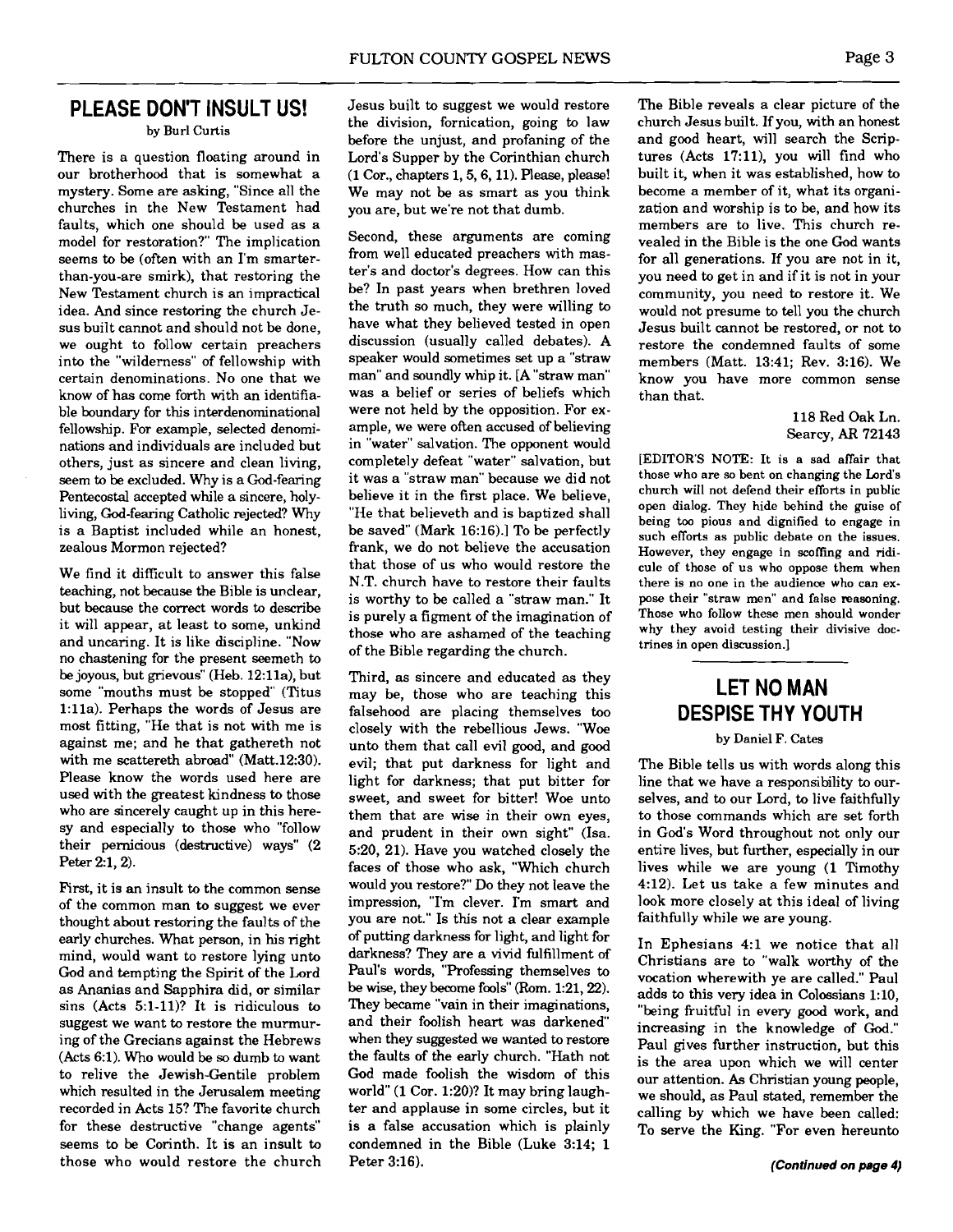## PLEASE DON'T INSULT US!

by Burl Curtis

There is a question floating around in our brotherhood that is somewhat a mystery. Some are asking, "Since all the churches in the New Testament had faults, which one should be used as a model for restoration?" The implication seems to be (often with an I'm smarter-than-you-are smirk), that restoring the New Testament church is an impractical idea. And since restoring the church Jesus built cannot and should not be done, we ought to follow certain preachers into the "wilderness" of fellowship with certain denominations. No one that we know of has come forth with an identifiable boundary for this interdenominational fellowship. For example, selected denominations and individuals are included but others, just as sincere and clean living, seem to be excluded. Why is a God-fearing Pentecostal accepted while a sincere, holy-living, God-fearing Catholic rejected? Why is a Baptist included while an honest, zealous Mormon rejected?

We find it difficult to answer this false teaching, not because the Bible is unclear, but because the correct words to describe it will appear, at least to some, unkind and uncaring. It is like discipline. "Now no chastening for the present seemeth to be joyous, but grievous" (Heb. 12:11a), but some "mouths must be stopped" (Titus 1:11a). Perhaps the words of Jesus are most fitting, "He that is not with me is against me; and he that gathereth not with me scattereth abroad" (Matt.12:30). Please know the words used here are used with the greatest kindness to those who are sincerely caught up in this heresy and especially to those who "follow their pernicious (destructive) ways" (2 Peter 2:1, 2).

First, it is an insult to the common sense of the common man to suggest we ever thought about restoring the faults of the early churches. What person, in his right mind, would want to restore lying unto God and tempting the Spirit of the Lord as Ananias and Sapphira did, or similar sins (Acts 5:1-11)? It is ridiculous to suggest we want to restore the murmuring of the Grecians against the Hebrews (Acts 6:1). Who would be so dumb to want to relive the Jewish-Gentile problem which resulted in the Jerusalem meeting recorded in Acts 15? The favorite church for these destructive "change agents" seems to be Corinth. It is an insult to those who would restore the church Jesus built to suggest we would restore the division, fornication, going to law before the unjust, and profaning of the Lord's Supper by the Corinthian church (1 Cor., chapters 1, 5, 6, 11). Please, please! We may not be as smart as you think you are, but we're not that dumb.

Second, these arguments are coming from well educated preachers with master's and doctor's degrees. How can this be? In past years when brethren loved the truth so much, they were willing to have what they believed tested in open discussion (usually called debates). A speaker would sometimes set up a "straw man" and soundly whip it. [A "straw man" was a belief or series of beliefs which were not held by the opposition. For example, we were often accused of believing in "water" salvation. The opponent would completely defeat "water" salvation, but it was a "straw man" because we did not believe it in the first place. We believe, "He that believeth and is baptized shall be saved" (Mark 16:16).] To be perfectly frank, we do not believe the accusation that those of us who would restore the N.T. church have to restore their faults is worthy to be called a "straw man." It is purely a figment of the imagination of those who are ashamed of the teaching of the Bible regarding the church.

Third, as sincere and educated as they may be, those who are teaching this falsehood are placing themselves too closely with the rebellious Jews. "Woe unto them that call evil good, and good evil; that put darkness for light and light for darkness; that put bitter for sweet, and sweet for bitter! Woe unto them that are wise in their own eyes, and prudent in their own sight" (Isa. 5:20, 21). Have you watched closely the faces of those who ask, "Which church would you restore?" Do they not leave the impression, "I'm clever. I'm smart and you are not." Is this not a clear example of putting darkness for light, and light for darkness? They are a vivid fulfillment of Paul's words, "Professing themselves to be wise, they become fools" (Rom. 1:21, 22). They became "vain in their imaginations, and their foolish heart was darkened" when they suggested we wanted to restore the faults of the early church. "Hath not God made foolish the wisdom of this world" (1 Cor. 1:20)? It may bring laughter and applause in some circles, but it is a false accusation which is plainly condemned in the Bible (Luke 3:14; 1 Peter 3:16).

The Bible reveals a clear picture of the church Jesus built. If you, with an honest and good heart, will search the Scriptures (Acts 17:11), you will find who built it, when it was established, how to become a member of it, what its organization and worship is to be, and how its members are to live. This church revealed in the Bible is the one God wants for all generations. If you are not in it, you need to get in and if it is not in your community, you need to restore it. We would not presume to tell you the church Jesus built cannot be restored, or not to restore the condemned faults of some members (Matt. 13:41; Rev. 3:16). We know you have more common sense than that.

118 Red Oak Ln.
Searcy, AR 72143

[EDITOR'S NOTE: It is a sad affair that those who are so bent on changing the Lord's church will not defend their efforts in public open dialog. They hide behind the guise of being too pious and dignified to engage in such efforts as public debate on the issues. However, they engage in scoffing and ridicule of those of us who oppose them when there is no one in the audience who can expose their "straw men" and false reasoning. Those who follow these men should wonder why they avoid testing their divisive doctrines in open discussion.]

## LET NO MAN DESPISE THY YOUTH

by Daniel F. Cates

The Bible tells us with words along this line that we have a responsibility to ourselves, and to our Lord, to live faithfully to those commands which are set forth in God's Word throughout not only our entire lives, but further, especially in our lives while we are young (1 Timothy 4:12). Let us take a few minutes and look more closely at this ideal of living faithfully while we are young.

In Ephesians 4:1 we notice that all Christians are to "walk worthy of the vocation wherewith ye are called." Paul adds to this very idea in Colossians 1:10, "being fruitful in every good work, and increasing in the knowledge of God." Paul gives further instruction, but this is the area upon which we will center our attention. As Christian young people, we should, as Paul stated, remember the calling by which we have been called: To serve the King. "For even hereunto

*(Continued on page 4)*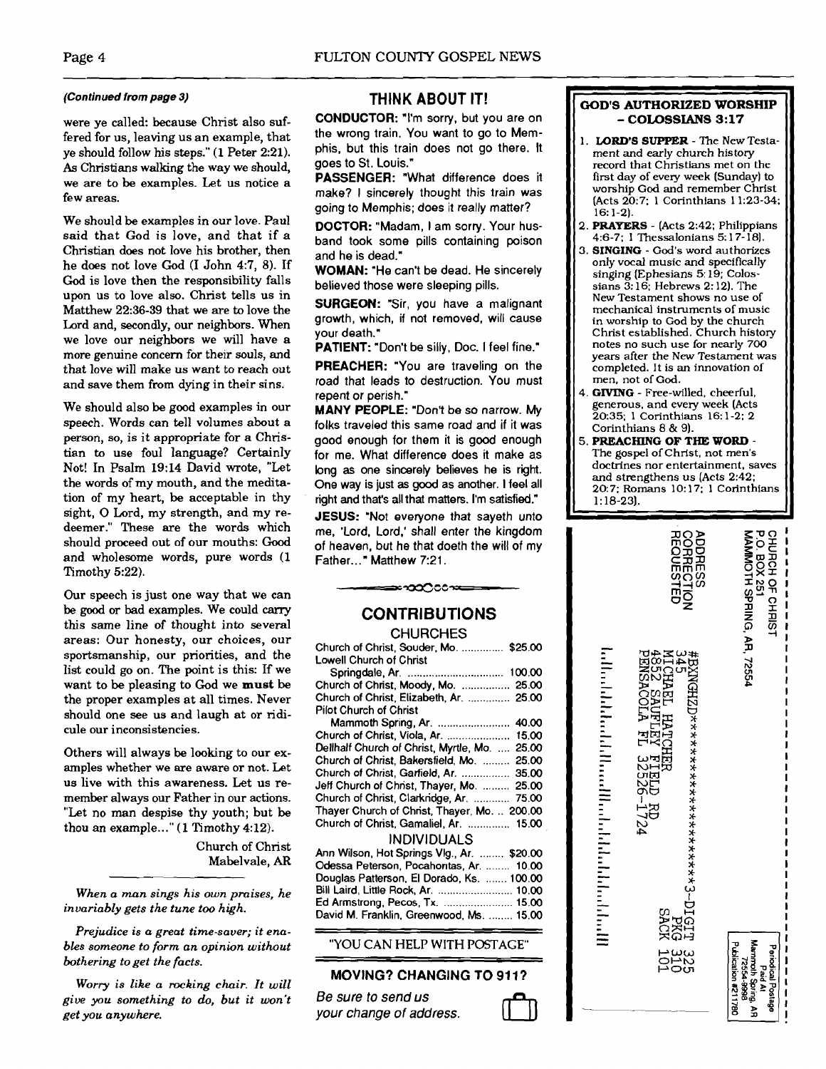*(Continued from page 3)*

were ye called: because Christ also suffered for us, leaving us an example, that ye should follow his steps." (1 Peter 2:21). As Christians walking the way we should, we are to be examples. Let us notice a few areas.

We should be examples in our love. Paul said that God is love, and that if a Christian does not love his brother, then he does not love God (I John 4:7, 8). If God is love then the responsibility falls upon us to love also. Christ tells us in Matthew 22:36-39 that we are to love the Lord and, secondly, our neighbors. When we love our neighbors we will have a more genuine concern for their souls, and that love will make us want to reach out and save them from dying in their sins.

We should also be good examples in our speech. Words can tell volumes about a person, so, is it appropriate for a Christian to use foul language? Certainly Not! In Psalm 19:14 David wrote, "Let the words of my mouth, and the meditation of my heart, be acceptable in thy sight, O Lord, my strength, and my redeemer." These are the words which should proceed out of our mouths: Good and wholesome words, pure words (1 Timothy 5:22).

Our speech is just one way that we can be good or bad examples. We could carry this same line of thought into several areas: Our honesty, our choices, our sportsmanship, our priorities, and the list could go on. The point is this: If we want to be pleasing to God we **must** be the proper examples at all times. Never should one see us and laugh at or ridicule our inconsistencies.

Others will always be looking to our examples whether we are aware or not. Let us live with this awareness. Let us remember always our Father in our actions. "Let no man despise thy youth; but be thou an example..." (1 Timothy 4:12).

Church of Christ
Mabelvale, AR

---

*When a man sings his own praises, he invariably gets the tune too high.*

*Prejudice is a great time-saver; it enables someone to form an opinion without bothering to get the facts.*

*Worry is like a rocking chair. It will give you something to do, but it won't get you anywhere.*

## THINK ABOUT IT!

**CONDUCTOR:** "I'm sorry, but you are on the wrong train. You want to go to Memphis, but this train does not go there. It goes to St. Louis."

**PASSENGER:** "What difference does it make? I sincerely thought this train was going to Memphis; does it really matter?

**DOCTOR:** "Madam, I am sorry. Your husband took some pills containing poison and he is dead."

**WOMAN:** "He can't be dead. He sincerely believed those were sleeping pills.

**SURGEON:** "Sir, you have a malignant growth, which, if not removed, will cause your death."

**PATIENT:** "Don't be silly, Doc. I feel fine."

**PREACHER:** "You are traveling on the road that leads to destruction. You must repent or perish."

**MANY PEOPLE:** "Don't be so narrow. My folks traveled this same road and if it was good enough for them it is good enough for me. What difference does it make as long as one sincerely believes he is right. One way is just as good as another. I feel all right and that's all that matters. I'm satisfied."

**JESUS:** "Not everyone that sayeth unto me, 'Lord, Lord,' shall enter the kingdom of heaven, but he that doeth the will of my Father..." Matthew 7:21.

## CONTRIBUTIONS

### CHURCHES

| | |
|---|---|
| Church of Christ, Souder, Mo. | $25.00 |
| Lowell Church of Christ Springdale, Ar. | 100.00 |
| Church of Christ, Moody, Mo. | 25.00 |
| Church of Christ, Elizabeth, Ar. | 25.00 |
| Pilot Church of Christ Mammoth Spring, Ar. | 40.00 |
| Church of Christ, Viola, Ar. | 15.00 |
| Dellhalf Church of Christ, Myrtle, Mo. | 25.00 |
| Church of Christ, Bakersfield, Mo. | 25.00 |
| Church of Christ, Garfield, Ar. | 35.00 |
| Jeff Church of Christ, Thayer, Mo. | 25.00 |
| Church of Christ, Clarkridge, Ar. | 75.00 |
| Thayer Church of Christ, Thayer, Mo. | 200.00 |
| Church of Christ, Gamaliel, Ar. | 15.00 |

### INDIVIDUALS

| | |
|---|---|
| Ann Wilson, Hot Springs Vlg., Ar. | $20.00 |
| Odessa Peterson, Pocahontas, Ar. | 10.00 |
| Douglas Patterson, El Dorado, Ks. | 100.00 |
| Bill Laird, Little Rock, Ar. | 10.00 |
| Ed Armstrong, Pecos, Tx. | 15.00 |
| David M. Franklin, Greenwood, Ms. | 15.00 |

"YOU CAN HELP WITH POSTAGE"

### MOVING? CHANGING TO 911?

*Be sure to send us your change of address.*

## GOD'S AUTHORIZED WORSHIP - COLOSSIANS 3:17

1. **LORD'S SUPPER** - The New Testament and early church history record that Christians met on the first day of every week (Sunday) to worship God and remember Christ (Acts 20:7; 1 Corinthians 11:23-34; 16:1-2).
2. **PRAYERS** - (Acts 2:42; Philippians 4:6-7; 1 Thessalonians 5:17-18).
3. **SINGING** - God's word authorizes only vocal music and specifically singing (Ephesians 5:19; Colossians 3:16; Hebrews 2:12). The New Testament shows no use of mechanical instruments of music in worship to God by the church Christ established. Church history notes no such use for nearly 700 years after the New Testament was completed. It is an innovation of men, not of God.
4. **GIVING** - Free-willed, cheerful, generous, and every week (Acts 20:35; 1 Corinthians 16:1-2; 2 Corinthians 8 & 9).
5. **PREACHING OF THE WORD** - The gospel of Christ, not men's doctrines nor entertainment, saves and strengthens us (Acts 2:42; 20:7; Romans 10:17; 1 Corinthians 1:18-23).

CHURCH OF CHRIST
P.O. BOX 251
MAMMOTH SPRING, AR. 72554

ADDRESS
CORRECTION
REQUESTED

Periodical Postage
Paid At
Mammoth Spring, AR
72554-9998
Publication #211780

#BXNGHZD******************3-DIGIT 325
345 PKG 310
MICHAEL HATCHER SACK 101
4852 SAUFLEY FIELD RD
PENSACOLA FL 32526-1724